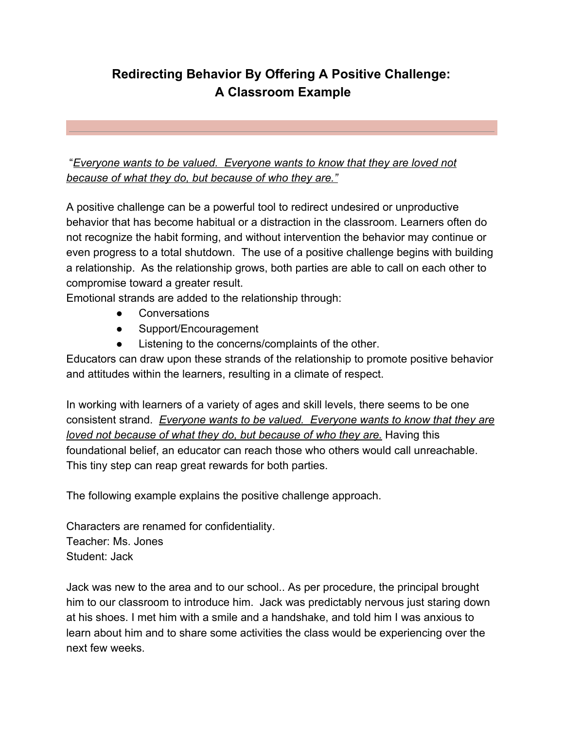# Redirecting Behavior By Offering A Positive Challenge: A Classroom Example

"*Everyone wants to be valued. Everyone wants to know that they are loved not because of what they do, but because of who they are.*"

A positive challenge can be a powerful tool to redirect undesired or unproductive behavior that has become habitual or a distraction in the classroom. Learners often do not recognize the habit forming, and without intervention the behavior may continue or even progress to a total shutdown. The use of a positive challenge begins with building a relationship. As the relationship grows, both parties are able to call on each other to compromise toward a greater result.

Emotional strands are added to the relationship through:

- Conversations
- Support/Encouragement
- Listening to the concerns/complaints of the other.

Educators can draw upon these strands of the relationship to promote positive behavior and attitudes within the learners, resulting in a climate of respect.

In working with learners of a variety of ages and skill levels, there seems to be one consistent strand. *Everyone wants to be valued. Everyone wants to know that they are loved not because of what they do, but because of who they are.* Having this foundational belief, an educator can reach those who others would call unreachable. This tiny step can reap great rewards for both parties.

The following example explains the positive challenge approach.

Characters are renamed for confidentiality.
Teacher: Ms. Jones
Student: Jack

Jack was new to the area and to our school.. As per procedure, the principal brought him to our classroom to introduce him. Jack was predictably nervous just staring down at his shoes. I met him with a smile and a handshake, and told him I was anxious to learn about him and to share some activities the class would be experiencing over the next few weeks.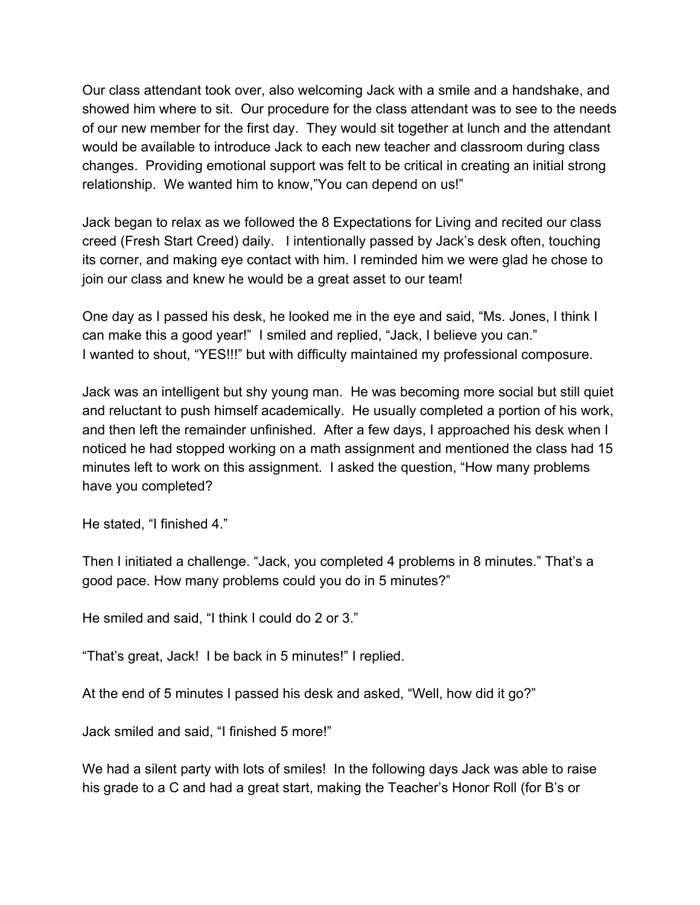Our class attendant took over, also welcoming Jack with a smile and a handshake, and showed him where to sit. Our procedure for the class attendant was to see to the needs of our new member for the first day. They would sit together at lunch and the attendant would be available to introduce Jack to each new teacher and classroom during class changes. Providing emotional support was felt to be critical in creating an initial strong relationship. We wanted him to know,"You can depend on us!"

Jack began to relax as we followed the 8 Expectations for Living and recited our class creed (Fresh Start Creed) daily. I intentionally passed by Jack's desk often, touching its corner, and making eye contact with him. I reminded him we were glad he chose to join our class and knew he would be a great asset to our team!

One day as I passed his desk, he looked me in the eye and said, "Ms. Jones, I think I can make this a good year!" I smiled and replied, "Jack, I believe you can."
I wanted to shout, "YES!!!" but with difficulty maintained my professional composure.

Jack was an intelligent but shy young man. He was becoming more social but still quiet and reluctant to push himself academically. He usually completed a portion of his work, and then left the remainder unfinished. After a few days, I approached his desk when I noticed he had stopped working on a math assignment and mentioned the class had 15 minutes left to work on this assignment. I asked the question, "How many problems have you completed?

He stated, "I finished 4."

Then I initiated a challenge. "Jack, you completed 4 problems in 8 minutes." That's a good pace. How many problems could you do in 5 minutes?"

He smiled and said, "I think I could do 2 or 3."

"That's great, Jack! I be back in 5 minutes!" I replied.

At the end of 5 minutes I passed his desk and asked, "Well, how did it go?"

Jack smiled and said, "I finished 5 more!"

We had a silent party with lots of smiles! In the following days Jack was able to raise his grade to a C and had a great start, making the Teacher's Honor Roll (for B's or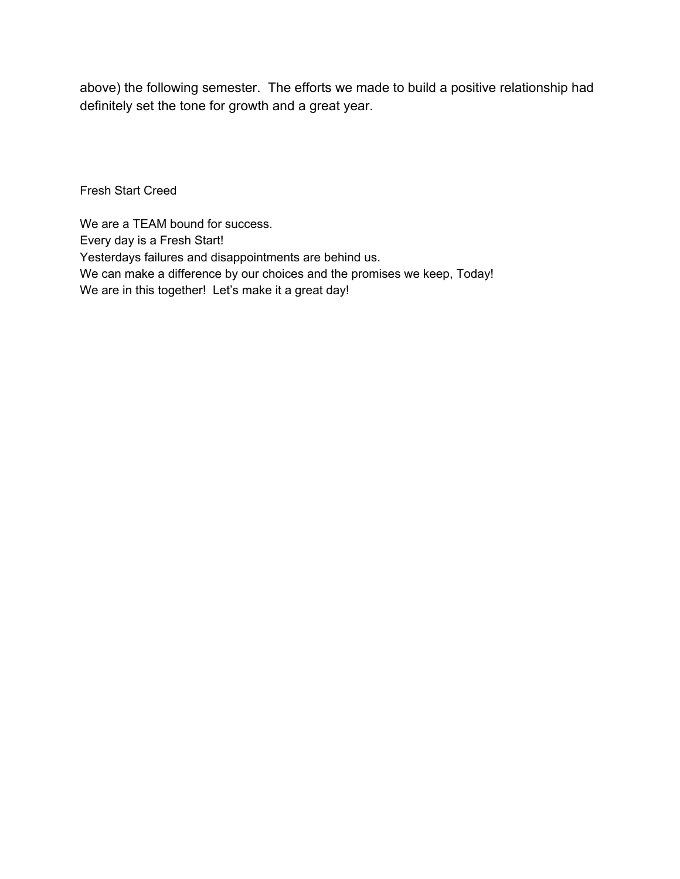above) the following semester. The efforts we made to build a positive relationship had definitely set the tone for growth and a great year.

Fresh Start Creed

We are a TEAM bound for success.
Every day is a Fresh Start!
Yesterdays failures and disappointments are behind us.
We can make a difference by our choices and the promises we keep, Today!
We are in this together! Let's make it a great day!